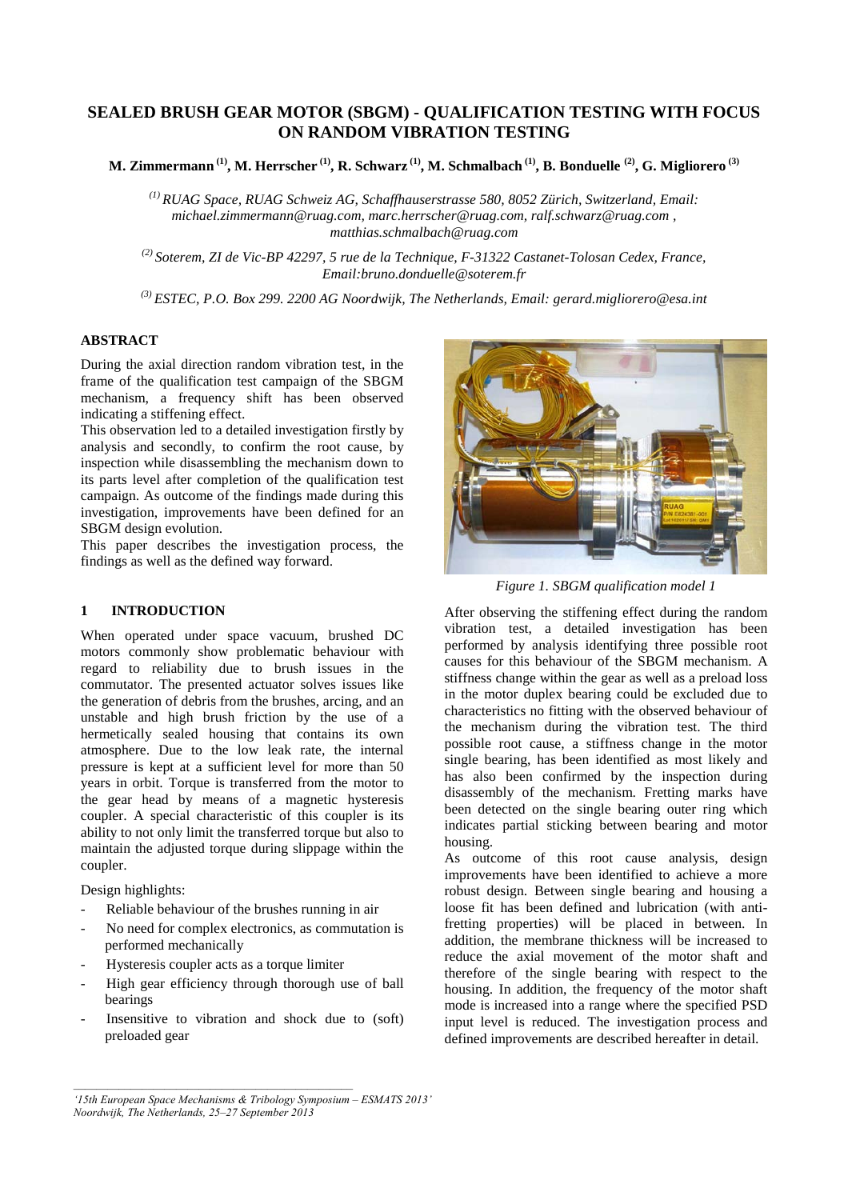# SEALED BRUSH GEAR MOTOR (SBGM) - QUALIFICATION TESTING WITH FOCUS ON RANDOM VIBRATION TESTING

**M. Zimmermann [(1)], M. Herrscher [(1)], R. Schwarz [(1)], M. Schmalbach [(1)], B. Bonduelle [(2)], G. Migliorero [(3)]**

*[(1)] RUAG Space, RUAG Schweiz AG, Schaffhauserstrasse 580, 8052 Zürich, Switzerland, Email: michael.zimmermann@ruag.com, marc.herrscher@ruag.com, ralf.schwarz@ruag.com , matthias.schmalbach@ruag.com*

*[(2)] Soterem, ZI de Vic-BP 42297, 5 rue de la Technique, F-31322 Castanet-Tolosan Cedex, France, Email:bruno.donduelle@soterem.fr*

*[(3)] ESTEC, P.O. Box 299. 2200 AG Noordwijk, The Netherlands, Email: gerard.migliorero@esa.int*

## ABSTRACT

During the axial direction random vibration test, in the frame of the qualification test campaign of the SBGM mechanism, a frequency shift has been observed indicating a stiffening effect.

This observation led to a detailed investigation firstly by analysis and secondly, to confirm the root cause, by inspection while disassembling the mechanism down to its parts level after completion of the qualification test campaign. As outcome of the findings made during this investigation, improvements have been defined for an SBGM design evolution.

This paper describes the investigation process, the findings as well as the defined way forward.

## 1 INTRODUCTION

When operated under space vacuum, brushed DC motors commonly show problematic behaviour with regard to reliability due to brush issues in the commutator. The presented actuator solves issues like the generation of debris from the brushes, arcing, and an unstable and high brush friction by the use of a hermetically sealed housing that contains its own atmosphere. Due to the low leak rate, the internal pressure is kept at a sufficient level for more than 50 years in orbit. Torque is transferred from the motor to the gear head by means of a magnetic hysteresis coupler. A special characteristic of this coupler is its ability to not only limit the transferred torque but also to maintain the adjusted torque during slippage within the coupler.

Design highlights:

- Reliable behaviour of the brushes running in air
- No need for complex electronics, as commutation is performed mechanically
- Hysteresis coupler acts as a torque limiter
- High gear efficiency through thorough use of ball bearings
- Insensitive to vibration and shock due to (soft) preloaded gear

*Figure 1. SBGM qualification model 1*

After observing the stiffening effect during the random vibration test, a detailed investigation has been performed by analysis identifying three possible root causes for this behaviour of the SBGM mechanism. A stiffness change within the gear as well as a preload loss in the motor duplex bearing could be excluded due to characteristics no fitting with the observed behaviour of the mechanism during the vibration test. The third possible root cause, a stiffness change in the motor single bearing, has been identified as most likely and has also been confirmed by the inspection during disassembly of the mechanism. Fretting marks have been detected on the single bearing outer ring which indicates partial sticking between bearing and motor housing.

As outcome of this root cause analysis, design improvements have been identified to achieve a more robust design. Between single bearing and housing a loose fit has been defined and lubrication (with anti-fretting properties) will be placed in between. In addition, the membrane thickness will be increased to reduce the axial movement of the motor shaft and therefore of the single bearing with respect to the housing. In addition, the frequency of the motor shaft mode is increased into a range where the specified PSD input level is reduced. The investigation process and defined improvements are described hereafter in detail.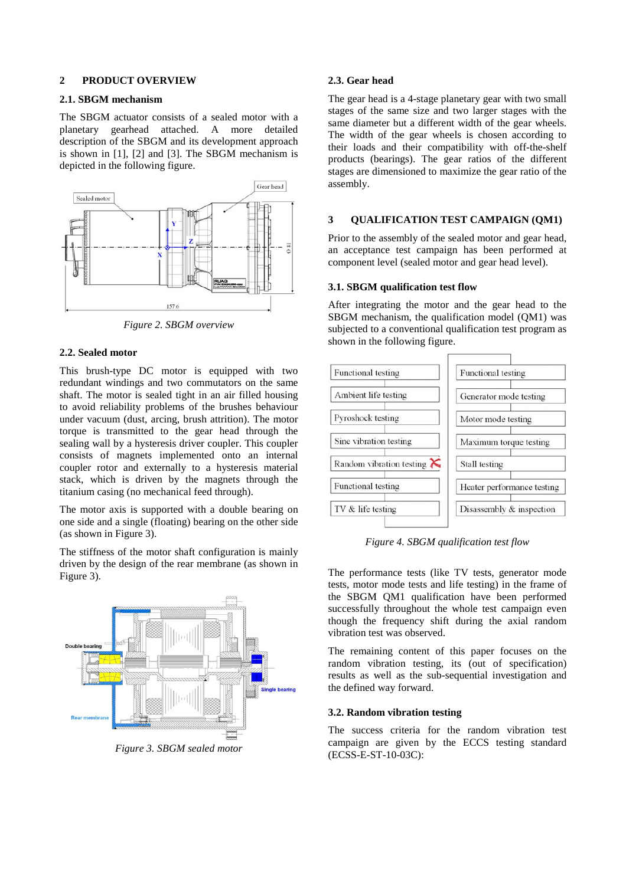## 2 PRODUCT OVERVIEW

### 2.1. SBGM mechanism

The SBGM actuator consists of a sealed motor with a planetary gearhead attached. A more detailed description of the SBGM and its development approach is shown in [1], [2] and [3]. The SBGM mechanism is depicted in the following figure.

*Figure 2. SBGM overview*

### 2.2. Sealed motor

This brush-type DC motor is equipped with two redundant windings and two commutators on the same shaft. The motor is sealed tight in an air filled housing to avoid reliability problems of the brushes behaviour under vacuum (dust, arcing, brush attrition). The motor torque is transmitted to the gear head through the sealing wall by a hysteresis driver coupler. This coupler consists of magnets implemented onto an internal coupler rotor and externally to a hysteresis material stack, which is driven by the magnets through the titanium casing (no mechanical feed through).

The motor axis is supported with a double bearing on one side and a single (floating) bearing on the other side (as shown in Figure 3).

The stiffness of the motor shaft configuration is mainly driven by the design of the rear membrane (as shown in Figure 3).

*Figure 3. SBGM sealed motor*

### 2.3. Gear head

The gear head is a 4-stage planetary gear with two small stages of the same size and two larger stages with the same diameter but a different width of the gear wheels. The width of the gear wheels is chosen according to their loads and their compatibility with off-the-shelf products (bearings). The gear ratios of the different stages are dimensioned to maximize the gear ratio of the assembly.

## 3 QUALIFICATION TEST CAMPAIGN (QM1)

Prior to the assembly of the sealed motor and gear head, an acceptance test campaign has been performed at component level (sealed motor and gear head level).

### 3.1. SBGM qualification test flow

After integrating the motor and the gear head to the SBGM mechanism, the qualification model (QM1) was subjected to a conventional qualification test program as shown in the following figure.

- Functional testing
- Ambient life testing
- Pyroshock testing
- Sine vibration testing
- Random vibration testing
- Functional testing
- TV & life testing
- Functional testing
- Generator mode testing
- Motor mode testing
- Maximum torque testing
- Stall testing
- Heater performance testing
- Disassembly & inspection

*Figure 4. SBGM qualification test flow*

The performance tests (like TV tests, generator mode tests, motor mode tests and life testing) in the frame of the SBGM QM1 qualification have been performed successfully throughout the whole test campaign even though the frequency shift during the axial random vibration test was observed.

The remaining content of this paper focuses on the random vibration testing, its (out of specification) results as well as the sub-sequential investigation and the defined way forward.

### 3.2. Random vibration testing

The success criteria for the random vibration test campaign are given by the ECCS testing standard (ECSS-E-ST-10-03C):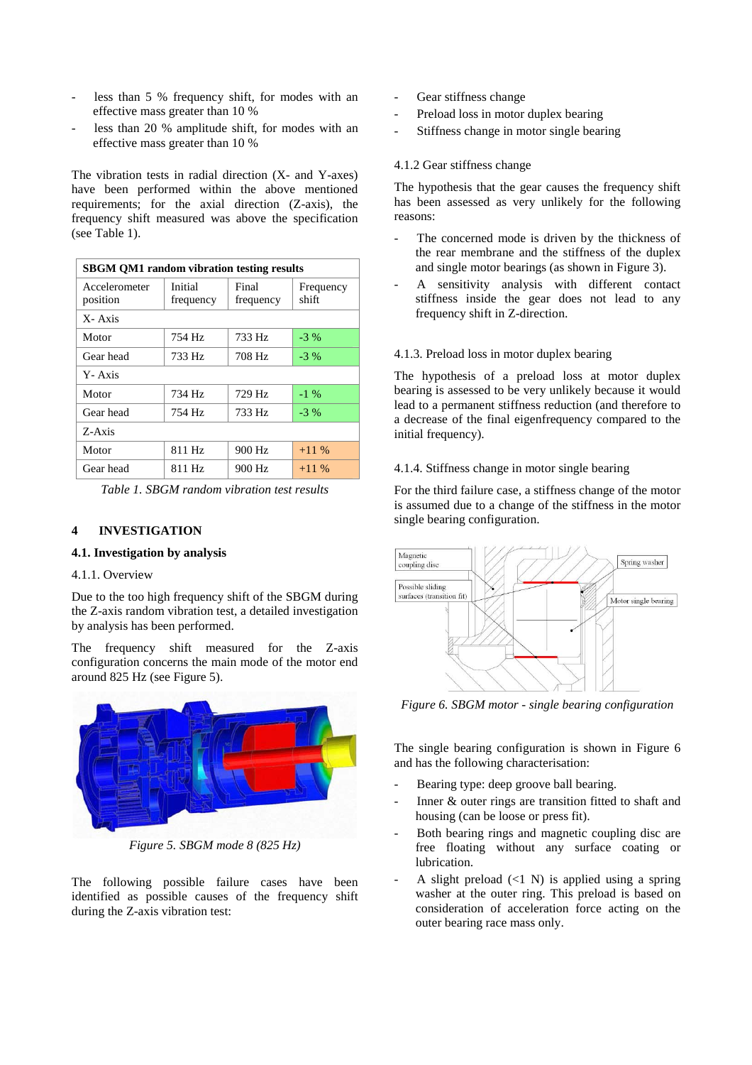- less than 5 % frequency shift, for modes with an effective mass greater than 10 %
- less than 20 % amplitude shift, for modes with an effective mass greater than 10 %

The vibration tests in radial direction (X- and Y-axes) have been performed within the above mentioned requirements; for the axial direction (Z-axis), the frequency shift measured was above the specification (see Table 1).

| **SBGM QM1 random vibration testing results** | | | |
|---|---|---|---|
| Accelerometer position | Initial frequency | Final frequency | Frequency shift |
| X- Axis | | | |
| Motor | 754 Hz | 733 Hz | -3 % |
| Gear head | 733 Hz | 708 Hz | -3 % |
| Y- Axis | | | |
| Motor | 734 Hz | 729 Hz | -1 % |
| Gear head | 754 Hz | 733 Hz | -3 % |
| Z-Axis | | | |
| Motor | 811 Hz | 900 Hz | +11 % |
| Gear head | 811 Hz | 900 Hz | +11 % |

*Table 1. SBGM random vibration test results*

## 4 INVESTIGATION

### 4.1. Investigation by analysis

#### 4.1.1. Overview

Due to the too high frequency shift of the SBGM during the Z-axis random vibration test, a detailed investigation by analysis has been performed.

The frequency shift measured for the Z-axis configuration concerns the main mode of the motor end around 825 Hz (see Figure 5).

*Figure 5. SBGM mode 8 (825 Hz)*

The following possible failure cases have been identified as possible causes of the frequency shift during the Z-axis vibration test:

- Gear stiffness change
- Preload loss in motor duplex bearing
- Stiffness change in motor single bearing

#### 4.1.2 Gear stiffness change

The hypothesis that the gear causes the frequency shift has been assessed as very unlikely for the following reasons:

- The concerned mode is driven by the thickness of the rear membrane and the stiffness of the duplex and single motor bearings (as shown in Figure 3).
- A sensitivity analysis with different contact stiffness inside the gear does not lead to any frequency shift in Z-direction.

#### 4.1.3. Preload loss in motor duplex bearing

The hypothesis of a preload loss at motor duplex bearing is assessed to be very unlikely because it would lead to a permanent stiffness reduction (and therefore to a decrease of the final eigenfrequency compared to the initial frequency).

#### 4.1.4. Stiffness change in motor single bearing

For the third failure case, a stiffness change of the motor is assumed due to a change of the stiffness in the motor single bearing configuration.

*Figure 6. SBGM motor - single bearing configuration*

The single bearing configuration is shown in Figure 6 and has the following characterisation:

- Bearing type: deep groove ball bearing.
- Inner & outer rings are transition fitted to shaft and housing (can be loose or press fit).
- Both bearing rings and magnetic coupling disc are free floating without any surface coating or lubrication.
- A slight preload (<1 N) is applied using a spring washer at the outer ring. This preload is based on consideration of acceleration force acting on the outer bearing race mass only.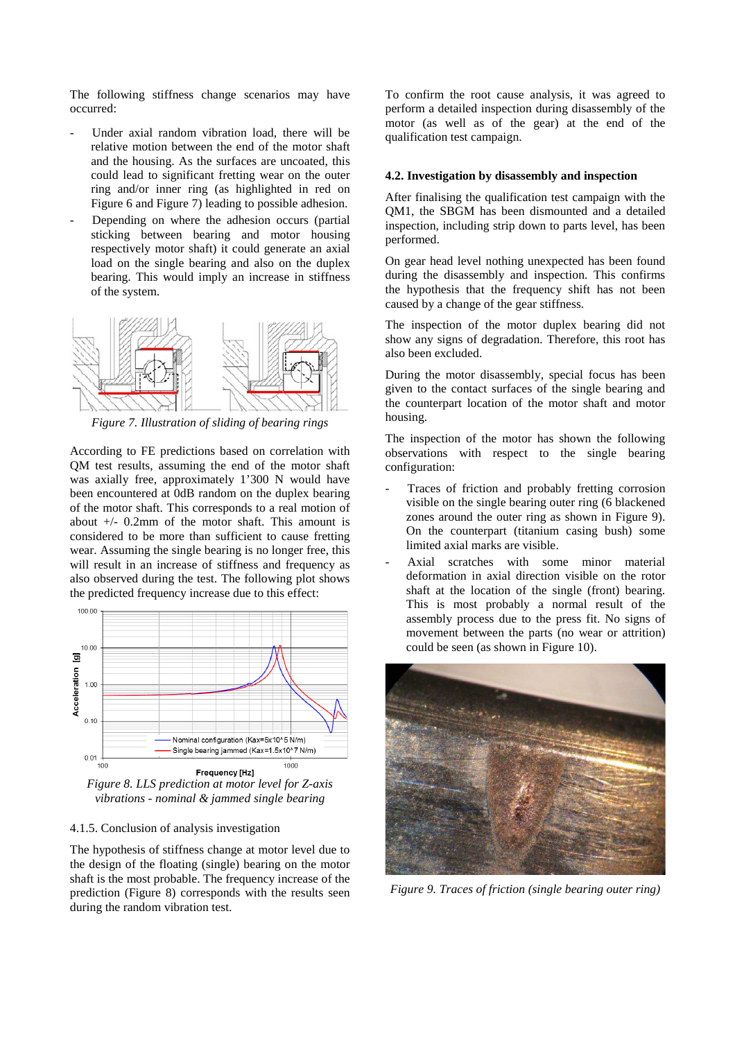The following stiffness change scenarios may have occurred:

- Under axial random vibration load, there will be relative motion between the end of the motor shaft and the housing. As the surfaces are uncoated, this could lead to significant fretting wear on the outer ring and/or inner ring (as highlighted in red on Figure 6 and Figure 7) leading to possible adhesion.
- Depending on where the adhesion occurs (partial sticking between bearing and motor housing respectively motor shaft) it could generate an axial load on the single bearing and also on the duplex bearing. This would imply an increase in stiffness of the system.

*Figure 7. Illustration of sliding of bearing rings*

According to FE predictions based on correlation with QM test results, assuming the end of the motor shaft was axially free, approximately 1'300 N would have been encountered at 0dB random on the duplex bearing of the motor shaft. This corresponds to a real motion of about +/- 0.2mm of the motor shaft. This amount is considered to be more than sufficient to cause fretting wear. Assuming the single bearing is no longer free, this will result in an increase of stiffness and frequency as also observed during the test. The following plot shows the predicted frequency increase due to this effect:

*Figure 8. LLS prediction at motor level for Z-axis vibrations - nominal & jammed single bearing*

4.1.5. Conclusion of analysis investigation

The hypothesis of stiffness change at motor level due to the design of the floating (single) bearing on the motor shaft is the most probable. The frequency increase of the prediction (Figure 8) corresponds with the results seen during the random vibration test.

To confirm the root cause analysis, it was agreed to perform a detailed inspection during disassembly of the motor (as well as of the gear) at the end of the qualification test campaign.

### 4.2. Investigation by disassembly and inspection

After finalising the qualification test campaign with the QM1, the SBGM has been dismounted and a detailed inspection, including strip down to parts level, has been performed.

On gear head level nothing unexpected has been found during the disassembly and inspection. This confirms the hypothesis that the frequency shift has not been caused by a change of the gear stiffness.

The inspection of the motor duplex bearing did not show any signs of degradation. Therefore, this root has also been excluded.

During the motor disassembly, special focus has been given to the contact surfaces of the single bearing and the counterpart location of the motor shaft and motor housing.

The inspection of the motor has shown the following observations with respect to the single bearing configuration:

- Traces of friction and probably fretting corrosion visible on the single bearing outer ring (6 blackened zones around the outer ring as shown in Figure 9). On the counterpart (titanium casing bush) some limited axial marks are visible.
- Axial scratches with some minor material deformation in axial direction visible on the rotor shaft at the location of the single (front) bearing. This is most probably a normal result of the assembly process due to the press fit. No signs of movement between the parts (no wear or attrition) could be seen (as shown in Figure 10).

*Figure 9. Traces of friction (single bearing outer ring)*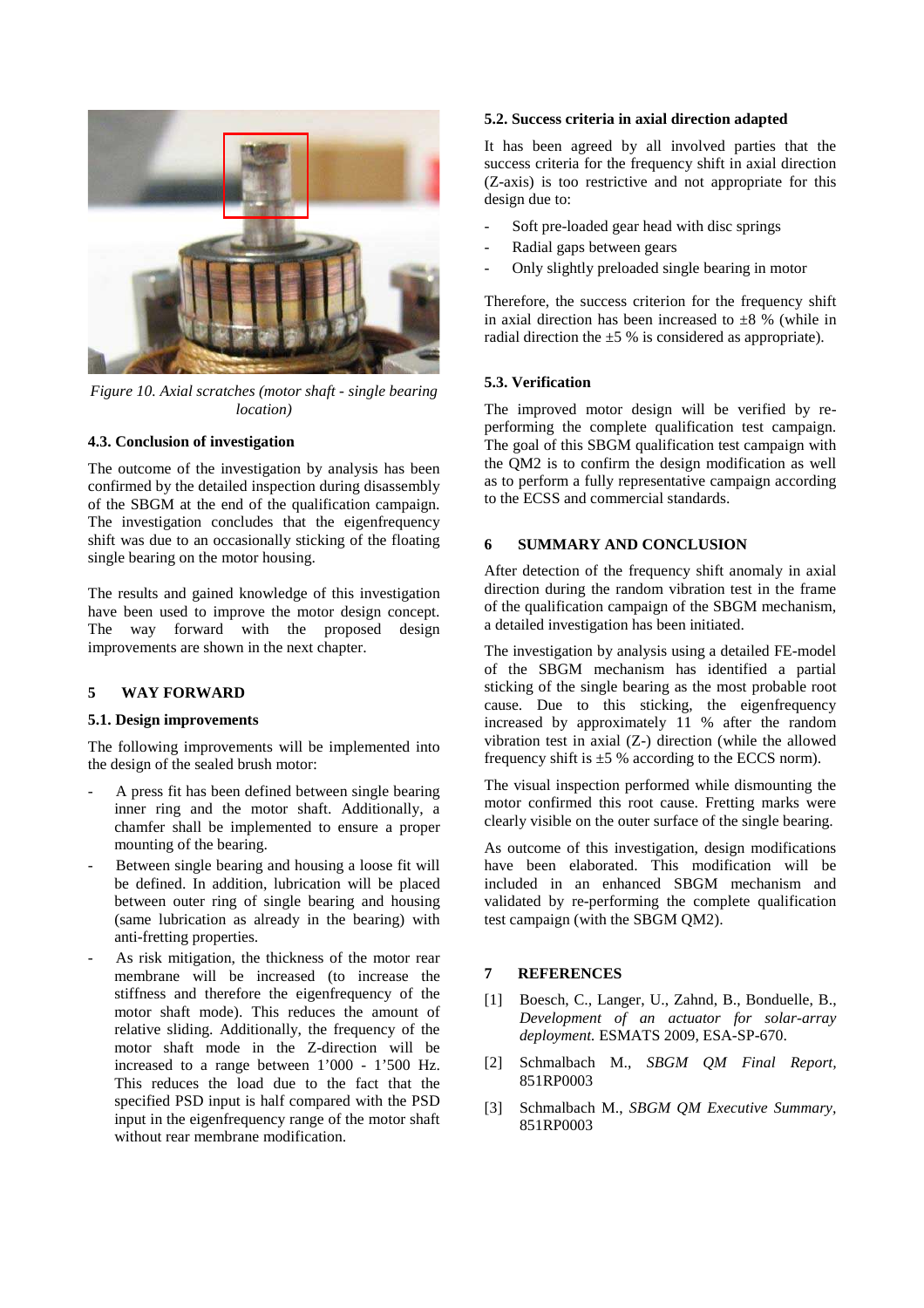*Figure 10. Axial scratches (motor shaft - single bearing location)*

### 4.3. Conclusion of investigation

The outcome of the investigation by analysis has been confirmed by the detailed inspection during disassembly of the SBGM at the end of the qualification campaign. The investigation concludes that the eigenfrequency shift was due to an occasionally sticking of the floating single bearing on the motor housing.

The results and gained knowledge of this investigation have been used to improve the motor design concept. The way forward with the proposed design improvements are shown in the next chapter.

## 5 WAY FORWARD

### 5.1. Design improvements

The following improvements will be implemented into the design of the sealed brush motor:

- A press fit has been defined between single bearing inner ring and the motor shaft. Additionally, a chamfer shall be implemented to ensure a proper mounting of the bearing.
- Between single bearing and housing a loose fit will be defined. In addition, lubrication will be placed between outer ring of single bearing and housing (same lubrication as already in the bearing) with anti-fretting properties.
- As risk mitigation, the thickness of the motor rear membrane will be increased (to increase the stiffness and therefore the eigenfrequency of the motor shaft mode). This reduces the amount of relative sliding. Additionally, the frequency of the motor shaft mode in the Z-direction will be increased to a range between 1'000 - 1'500 Hz. This reduces the load due to the fact that the specified PSD input is half compared with the PSD input in the eigenfrequency range of the motor shaft without rear membrane modification.

### 5.2. Success criteria in axial direction adapted

It has been agreed by all involved parties that the success criteria for the frequency shift in axial direction (Z-axis) is too restrictive and not appropriate for this design due to:

- Soft pre-loaded gear head with disc springs
- Radial gaps between gears
- Only slightly preloaded single bearing in motor

Therefore, the success criterion for the frequency shift in axial direction has been increased to ±8 % (while in radial direction the ±5 % is considered as appropriate).

### 5.3. Verification

The improved motor design will be verified by re-performing the complete qualification test campaign. The goal of this SBGM qualification test campaign with the QM2 is to confirm the design modification as well as to perform a fully representative campaign according to the ECSS and commercial standards.

## 6 SUMMARY AND CONCLUSION

After detection of the frequency shift anomaly in axial direction during the random vibration test in the frame of the qualification campaign of the SBGM mechanism, a detailed investigation has been initiated.

The investigation by analysis using a detailed FE-model of the SBGM mechanism has identified a partial sticking of the single bearing as the most probable root cause. Due to this sticking, the eigenfrequency increased by approximately 11 % after the random vibration test in axial (Z-) direction (while the allowed frequency shift is ±5 % according to the ECCS norm).

The visual inspection performed while dismounting the motor confirmed this root cause. Fretting marks were clearly visible on the outer surface of the single bearing.

As outcome of this investigation, design modifications have been elaborated. This modification will be included in an enhanced SBGM mechanism and validated by re-performing the complete qualification test campaign (with the SBGM QM2).

## 7 REFERENCES

[1] Boesch, C., Langer, U., Zahnd, B., Bonduelle, B., *Development of an actuator for solar-array deployment.* ESMATS 2009, ESA-SP-670.

[2] Schmalbach M., *SBGM QM Final Report*, 851RP0003

[3] Schmalbach M., *SBGM QM Executive Summary*, 851RP0003